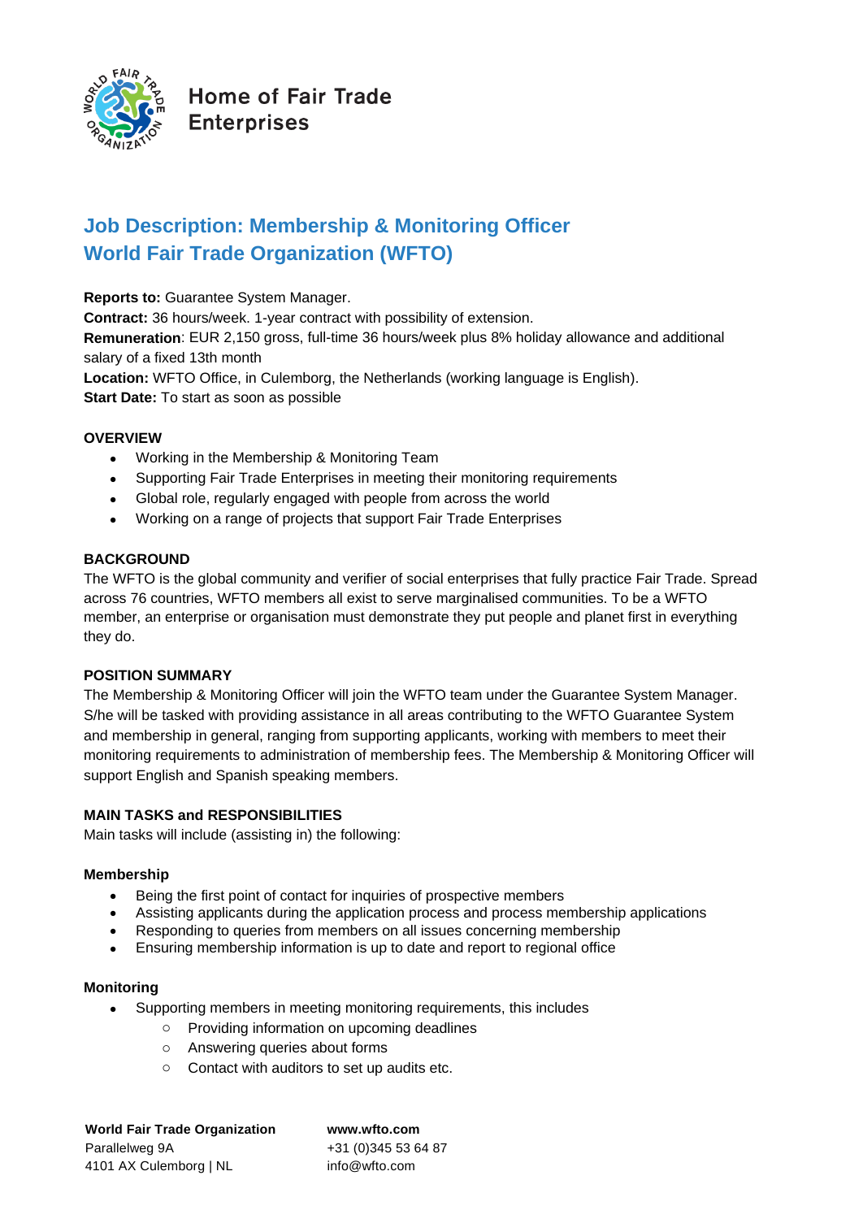Home of Fair Trade Enterprises

# Job Description: Membership & Monitoring Officer
# World Fair Trade Organization (WFTO)

**Reports to:** Guarantee System Manager.
**Contract:** 36 hours/week. 1-year contract with possibility of extension.
**Remuneration**: EUR 2,150 gross, full-time 36 hours/week plus 8% holiday allowance and additional salary of a fixed 13th month
**Location:** WFTO Office, in Culemborg, the Netherlands (working language is English).
**Start Date:** To start as soon as possible

### OVERVIEW

- Working in the Membership & Monitoring Team
- Supporting Fair Trade Enterprises in meeting their monitoring requirements
- Global role, regularly engaged with people from across the world
- Working on a range of projects that support Fair Trade Enterprises

### BACKGROUND

The WFTO is the global community and verifier of social enterprises that fully practice Fair Trade. Spread across 76 countries, WFTO members all exist to serve marginalised communities. To be a WFTO member, an enterprise or organisation must demonstrate they put people and planet first in everything they do.

### POSITION SUMMARY

The Membership & Monitoring Officer will join the WFTO team under the Guarantee System Manager. S/he will be tasked with providing assistance in all areas contributing to the WFTO Guarantee System and membership in general, ranging from supporting applicants, working with members to meet their monitoring requirements to administration of membership fees. The Membership & Monitoring Officer will support English and Spanish speaking members.

### MAIN TASKS and RESPONSIBILITIES

Main tasks will include (assisting in) the following:

#### Membership

- Being the first point of contact for inquiries of prospective members
- Assisting applicants during the application process and process membership applications
- Responding to queries from members on all issues concerning membership
- Ensuring membership information is up to date and report to regional office

#### Monitoring

- Supporting members in meeting monitoring requirements, this includes
  - Providing information on upcoming deadlines
  - Answering queries about forms
  - Contact with auditors to set up audits etc.

**World Fair Trade Organization**
Parallelweg 9A
4101 AX Culemborg | NL

**www.wfto.com**
+31 (0)345 53 64 87
info@wfto.com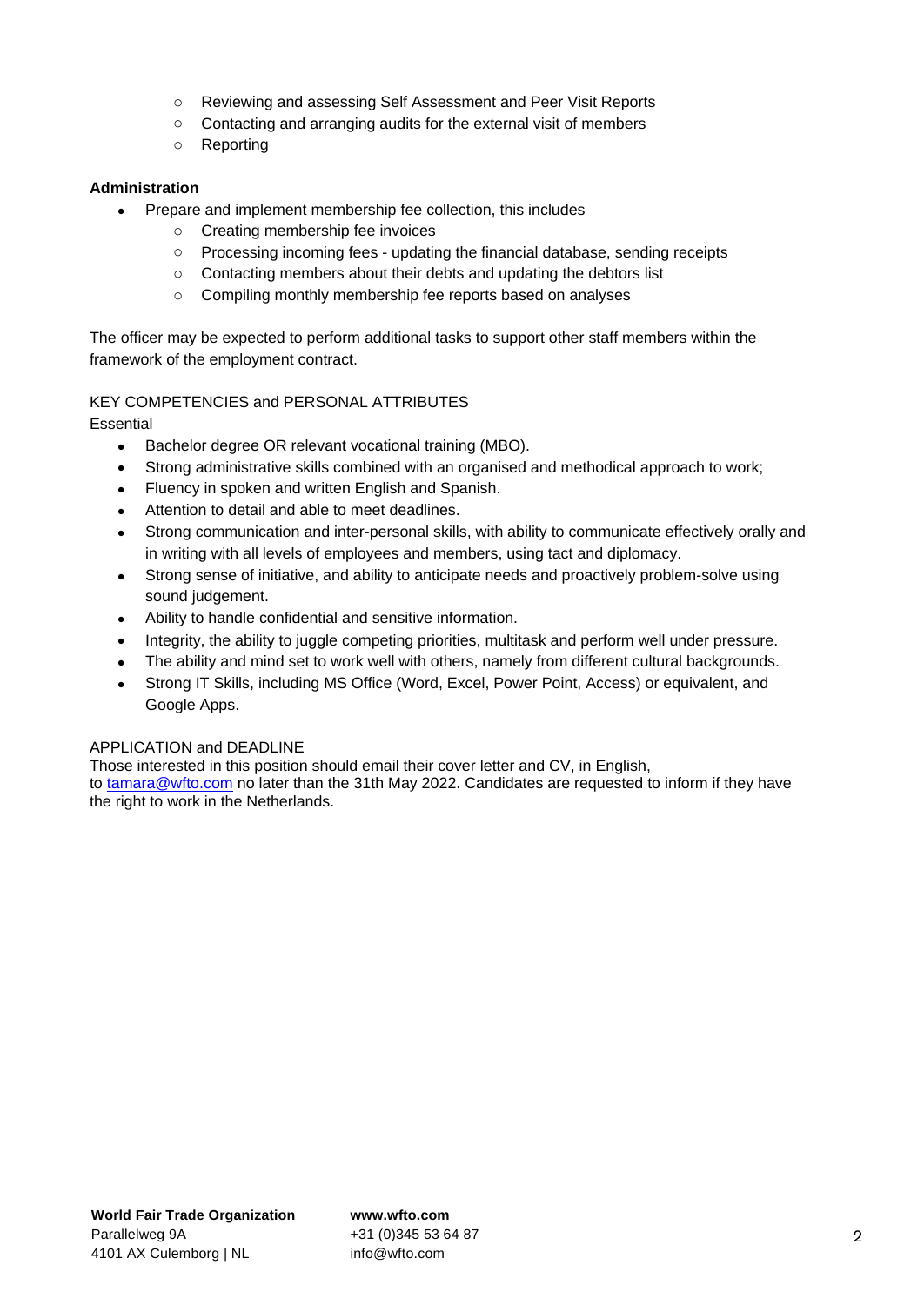- Reviewing and assessing Self Assessment and Peer Visit Reports
  - Contacting and arranging audits for the external visit of members
  - Reporting

**Administration**

- Prepare and implement membership fee collection, this includes
  - Creating membership fee invoices
  - Processing incoming fees - updating the financial database, sending receipts
  - Contacting members about their debts and updating the debtors list
  - Compiling monthly membership fee reports based on analyses

The officer may be expected to perform additional tasks to support other staff members within the framework of the employment contract.

KEY COMPETENCIES and PERSONAL ATTRIBUTES

Essential

- Bachelor degree OR relevant vocational training (MBO).
- Strong administrative skills combined with an organised and methodical approach to work;
- Fluency in spoken and written English and Spanish.
- Attention to detail and able to meet deadlines.
- Strong communication and inter-personal skills, with ability to communicate effectively orally and in writing with all levels of employees and members, using tact and diplomacy.
- Strong sense of initiative, and ability to anticipate needs and proactively problem-solve using sound judgement.
- Ability to handle confidential and sensitive information.
- Integrity, the ability to juggle competing priorities, multitask and perform well under pressure.
- The ability and mind set to work well with others, namely from different cultural backgrounds.
- Strong IT Skills, including MS Office (Word, Excel, Power Point, Access) or equivalent, and Google Apps.

APPLICATION and DEADLINE

Those interested in this position should email their cover letter and CV, in English, to tamara@wfto.com no later than the 31th May 2022. Candidates are requested to inform if they have the right to work in the Netherlands.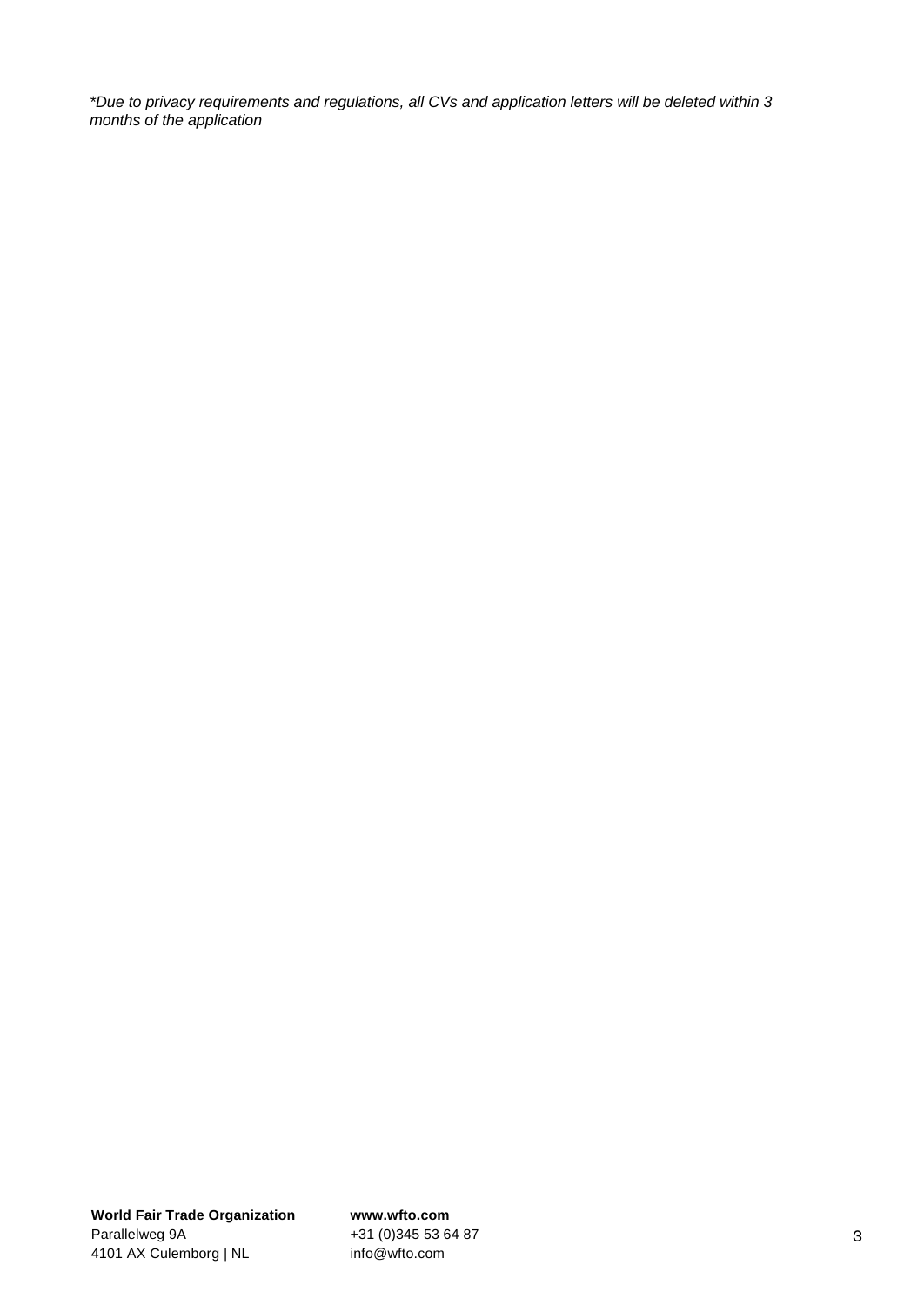*Due to privacy requirements and regulations, all CVs and application letters will be deleted within 3 months of the application*